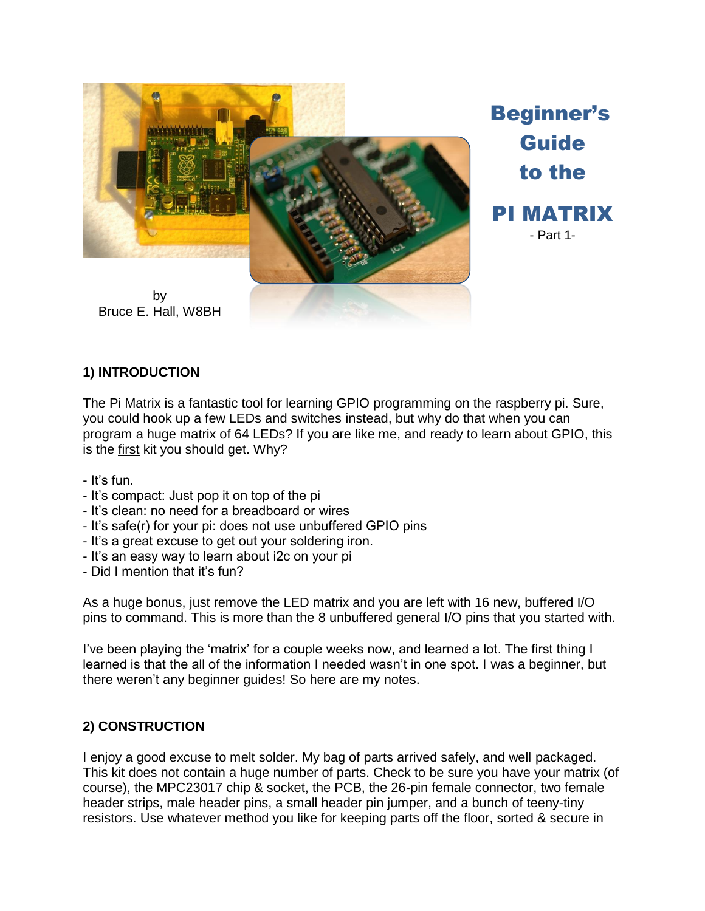# Beginner's Guide to the PI MATRIX

- Part 1-

by
Bruce E. Hall, W8BH

## 1) INTRODUCTION

The Pi Matrix is a fantastic tool for learning GPIO programming on the raspberry pi. Sure, you could hook up a few LEDs and switches instead, but why do that when you can program a huge matrix of 64 LEDs? If you are like me, and ready to learn about GPIO, this is the first kit you should get. Why?

- It's fun.
- It's compact: Just pop it on top of the pi
- It's clean: no need for a breadboard or wires
- It's safe(r) for your pi: does not use unbuffered GPIO pins
- It's a great excuse to get out your soldering iron.
- It's an easy way to learn about i2c on your pi
- Did I mention that it's fun?

As a huge bonus, just remove the LED matrix and you are left with 16 new, buffered I/O pins to command. This is more than the 8 unbuffered general I/O pins that you started with.

I've been playing the 'matrix' for a couple weeks now, and learned a lot. The first thing I learned is that the all of the information I needed wasn't in one spot. I was a beginner, but there weren't any beginner guides! So here are my notes.

## 2) CONSTRUCTION

I enjoy a good excuse to melt solder. My bag of parts arrived safely, and well packaged. This kit does not contain a huge number of parts. Check to be sure you have your matrix (of course), the MPC23017 chip & socket, the PCB, the 26-pin female connector, two female header strips, male header pins, a small header pin jumper, and a bunch of teeny-tiny resistors. Use whatever method you like for keeping parts off the floor, sorted & secure in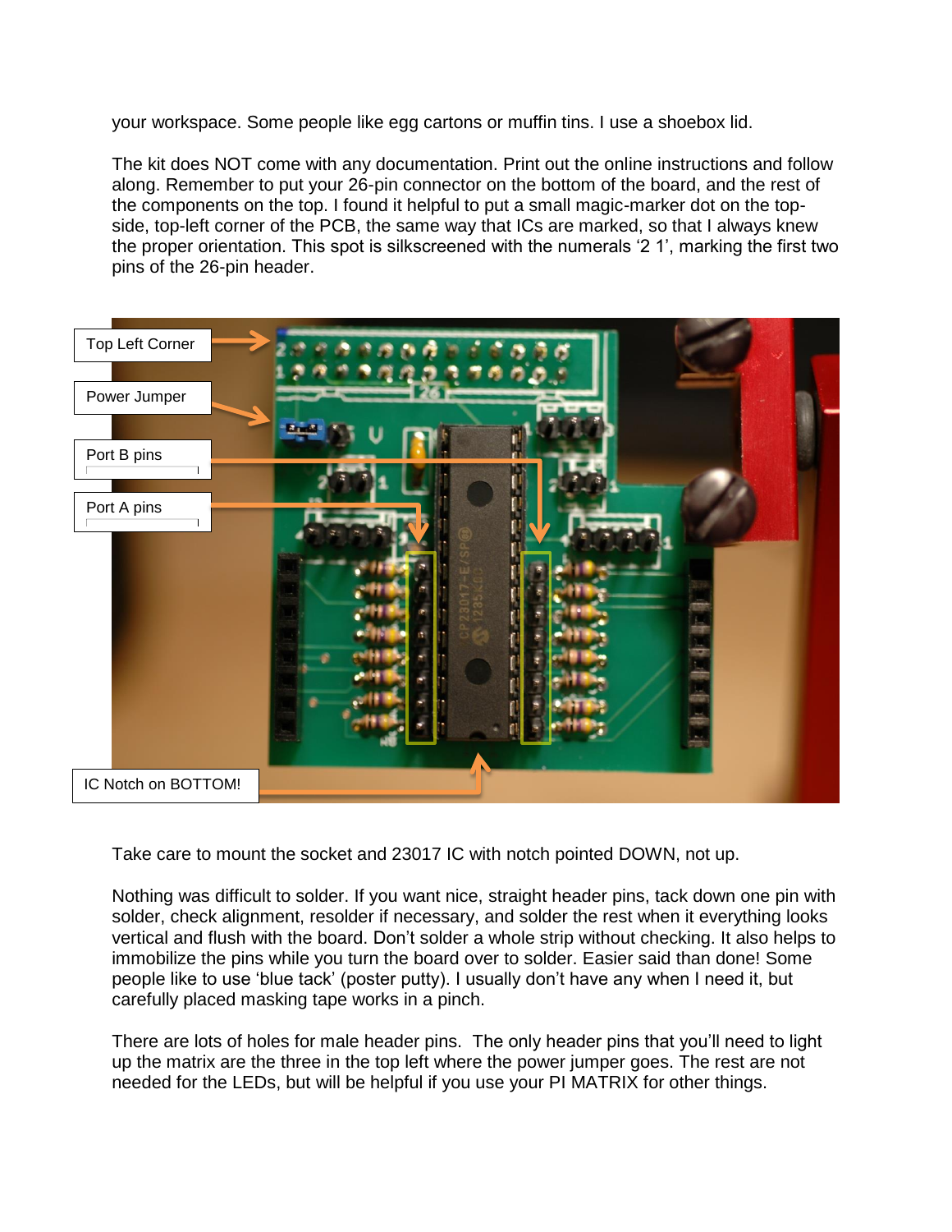your workspace. Some people like egg cartons or muffin tins. I use a shoebox lid.

The kit does NOT come with any documentation. Print out the online instructions and follow along. Remember to put your 26-pin connector on the bottom of the board, and the rest of the components on the top. I found it helpful to put a small magic-marker dot on the top-side, top-left corner of the PCB, the same way that ICs are marked, so that I always knew the proper orientation. This spot is silkscreened with the numerals '2 1', marking the first two pins of the 26-pin header.

Top Left Corner

Power Jumper

Port B pins

Port A pins

IC Notch on BOTTOM!

Take care to mount the socket and 23017 IC with notch pointed DOWN, not up.

Nothing was difficult to solder. If you want nice, straight header pins, tack down one pin with solder, check alignment, resolder if necessary, and solder the rest when it everything looks vertical and flush with the board. Don't solder a whole strip without checking. It also helps to immobilize the pins while you turn the board over to solder. Easier said than done! Some people like to use 'blue tack' (poster putty). I usually don't have any when I need it, but carefully placed masking tape works in a pinch.

There are lots of holes for male header pins. The only header pins that you'll need to light up the matrix are the three in the top left where the power jumper goes. The rest are not needed for the LEDs, but will be helpful if you use your PI MATRIX for other things.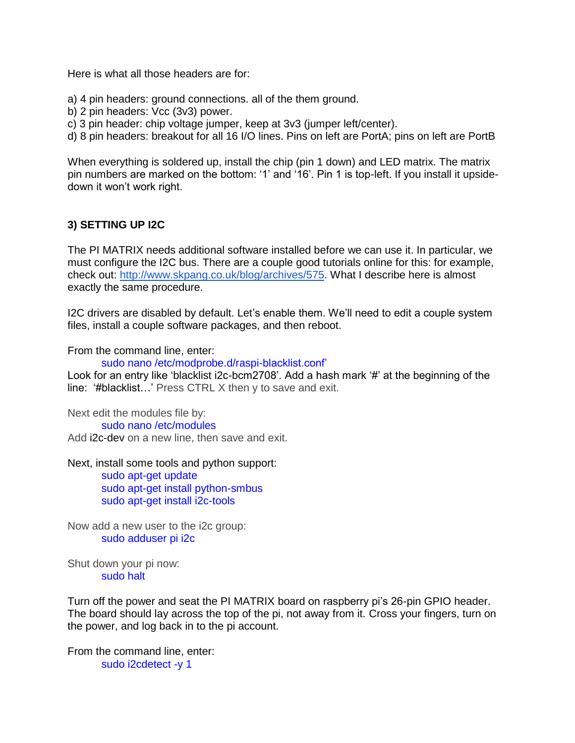Here is what all those headers are for:

a) 4 pin headers: ground connections. all of the them ground.
b) 2 pin headers: Vcc (3v3) power.
c) 3 pin header: chip voltage jumper, keep at 3v3 (jumper left/center).
d) 8 pin headers: breakout for all 16 I/O lines. Pins on left are PortA; pins on left are PortB

When everything is soldered up, install the chip (pin 1 down) and LED matrix. The matrix pin numbers are marked on the bottom: '1' and '16'. Pin 1 is top-left. If you install it upside-down it won't work right.

### 3) SETTING UP I2C

The PI MATRIX needs additional software installed before we can use it. In particular, we must configure the I2C bus. There are a couple good tutorials online for this: for example, check out: [http://www.skpang.co.uk/blog/archives/575](http://www.skpang.co.uk/blog/archives/575). What I describe here is almost exactly the same procedure.

I2C drivers are disabled by default. Let's enable them. We'll need to edit a couple system files, install a couple software packages, and then reboot.

From the command line, enter:

```
sudo nano /etc/modprobe.d/raspi-blacklist.conf'
```

Look for an entry like 'blacklist i2c-bcm2708'. Add a hash mark '#' at the beginning of the line: '#blacklist…' Press CTRL X then y to save and exit.

Next edit the modules file by:

```
sudo nano /etc/modules
```

Add i2c-dev on a new line, then save and exit.

Next, install some tools and python support:

```
sudo apt-get update
sudo apt-get install python-smbus
sudo apt-get install i2c-tools
```

Now add a new user to the i2c group:

```
sudo adduser pi i2c
```

Shut down your pi now:

```
sudo halt
```

Turn off the power and seat the PI MATRIX board on raspberry pi's 26-pin GPIO header. The board should lay across the top of the pi, not away from it. Cross your fingers, turn on the power, and log back in to the pi account.

From the command line, enter:

```
sudo i2cdetect -y 1
```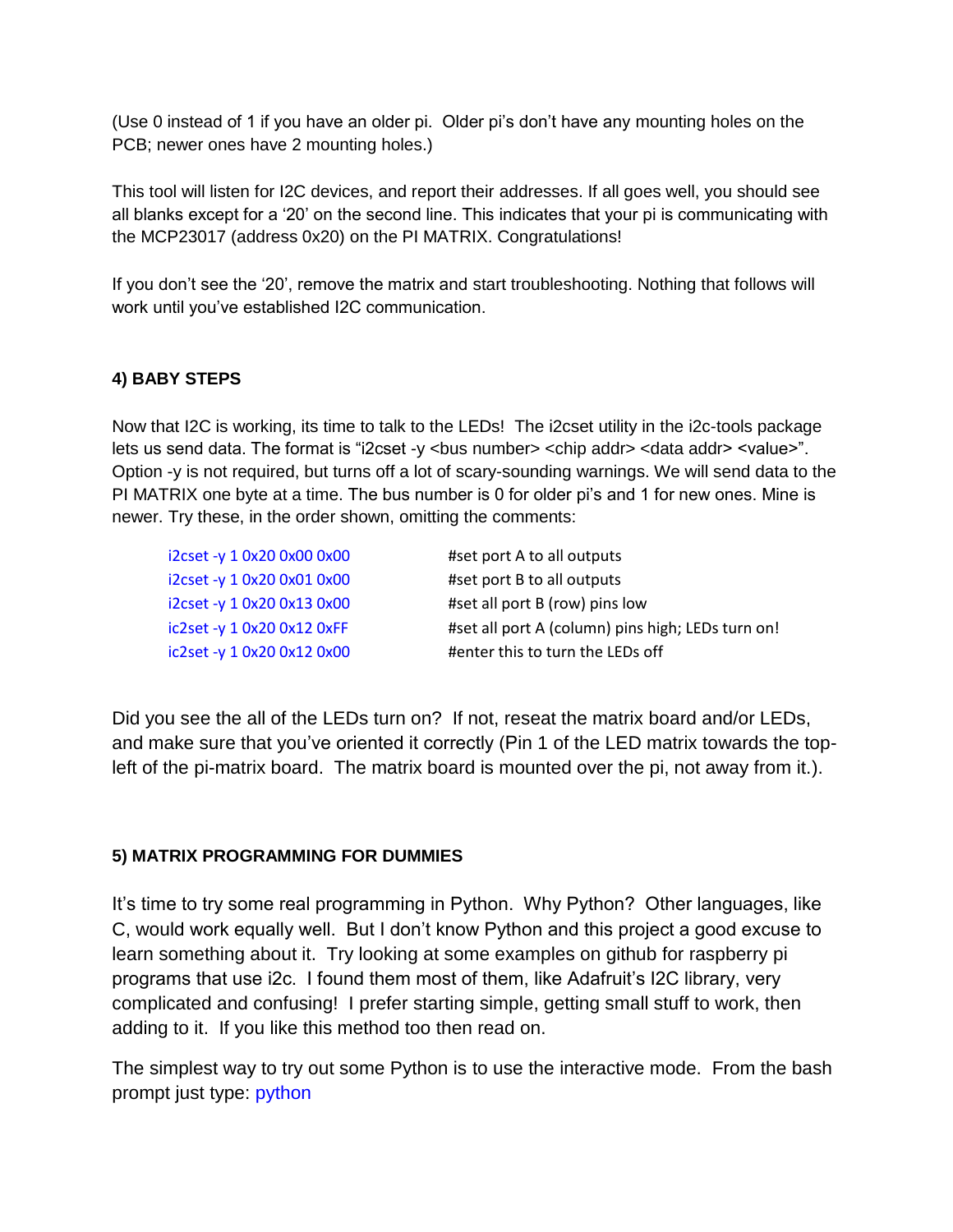(Use 0 instead of 1 if you have an older pi. Older pi's don't have any mounting holes on the PCB; newer ones have 2 mounting holes.)

This tool will listen for I2C devices, and report their addresses. If all goes well, you should see all blanks except for a '20' on the second line. This indicates that your pi is communicating with the MCP23017 (address 0x20) on the PI MATRIX. Congratulations!

If you don't see the '20', remove the matrix and start troubleshooting. Nothing that follows will work until you've established I2C communication.

## 4) BABY STEPS

Now that I2C is working, its time to talk to the LEDs! The i2cset utility in the i2c-tools package lets us send data. The format is "i2cset -y <bus number> <chip addr> <data addr> <value>". Option -y is not required, but turns off a lot of scary-sounding warnings. We will send data to the PI MATRIX one byte at a time. The bus number is 0 for older pi's and 1 for new ones. Mine is newer. Try these, in the order shown, omitting the comments:

```
i2cset -y 1 0x20 0x00 0x00          #set port A to all outputs
i2cset -y 1 0x20 0x01 0x00          #set port B to all outputs
i2cset -y 1 0x20 0x13 0x00          #set all port B (row) pins low
ic2set -y 1 0x20 0x12 0xFF          #set all port A (column) pins high; LEDs turn on!
ic2set -y 1 0x20 0x12 0x00          #enter this to turn the LEDs off
```

Did you see the all of the LEDs turn on? If not, reseat the matrix board and/or LEDs, and make sure that you've oriented it correctly (Pin 1 of the LED matrix towards the top-left of the pi-matrix board. The matrix board is mounted over the pi, not away from it.).

## 5) MATRIX PROGRAMMING FOR DUMMIES

It's time to try some real programming in Python. Why Python? Other languages, like C, would work equally well. But I don't know Python and this project a good excuse to learn something about it. Try looking at some examples on github for raspberry pi programs that use i2c. I found them most of them, like Adafruit's I2C library, very complicated and confusing! I prefer starting simple, getting small stuff to work, then adding to it. If you like this method too then read on.

The simplest way to try out some Python is to use the interactive mode. From the bash prompt just type: python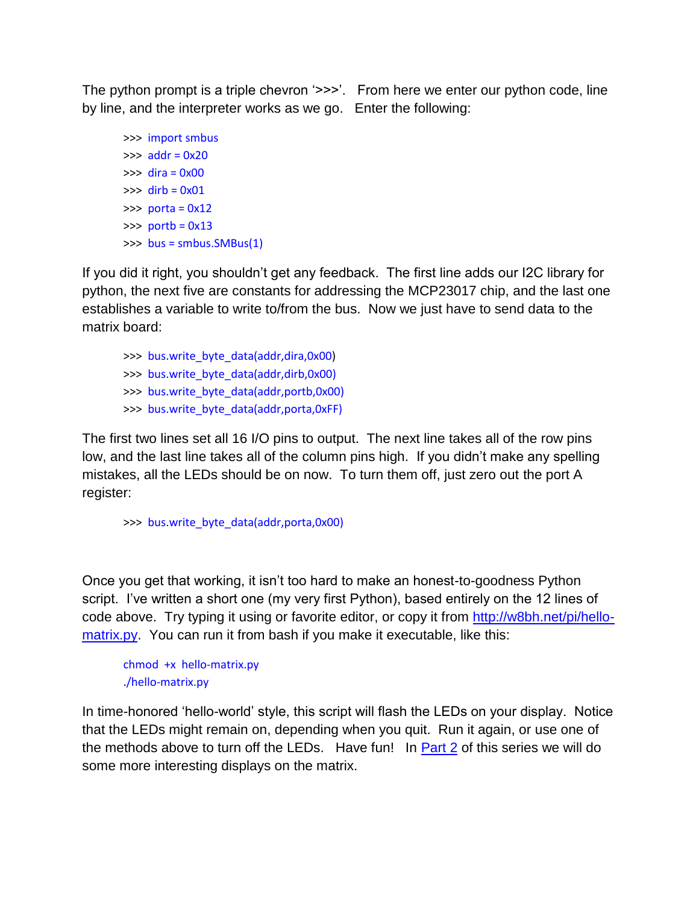The python prompt is a triple chevron '>>>'. From here we enter our python code, line by line, and the interpreter works as we go. Enter the following:

```
>>> import smbus
>>> addr = 0x20
>>> dira = 0x00
>>> dirb = 0x01
>>> porta = 0x12
>>> portb = 0x13
>>> bus = smbus.SMBus(1)
```

If you did it right, you shouldn't get any feedback. The first line adds our I2C library for python, the next five are constants for addressing the MCP23017 chip, and the last one establishes a variable to write to/from the bus. Now we just have to send data to the matrix board:

```
>>> bus.write_byte_data(addr,dira,0x00)
>>> bus.write_byte_data(addr,dirb,0x00)
>>> bus.write_byte_data(addr,portb,0x00)
>>> bus.write_byte_data(addr,porta,0xFF)
```

The first two lines set all 16 I/O pins to output. The next line takes all of the row pins low, and the last line takes all of the column pins high. If you didn't make any spelling mistakes, all the LEDs should be on now. To turn them off, just zero out the port A register:

```
>>> bus.write_byte_data(addr,porta,0x00)
```

Once you get that working, it isn't too hard to make an honest-to-goodness Python script. I've written a short one (my very first Python), based entirely on the 12 lines of code above. Try typing it using or favorite editor, or copy it from [http://w8bh.net/pi/hello-matrix.py](http://w8bh.net/pi/hello-matrix.py). You can run it from bash if you make it executable, like this:

```
chmod +x hello-matrix.py
./hello-matrix.py
```

In time-honored 'hello-world' style, this script will flash the LEDs on your display. Notice that the LEDs might remain on, depending when you quit. Run it again, or use one of the methods above to turn off the LEDs. Have fun! In Part 2 of this series we will do some more interesting displays on the matrix.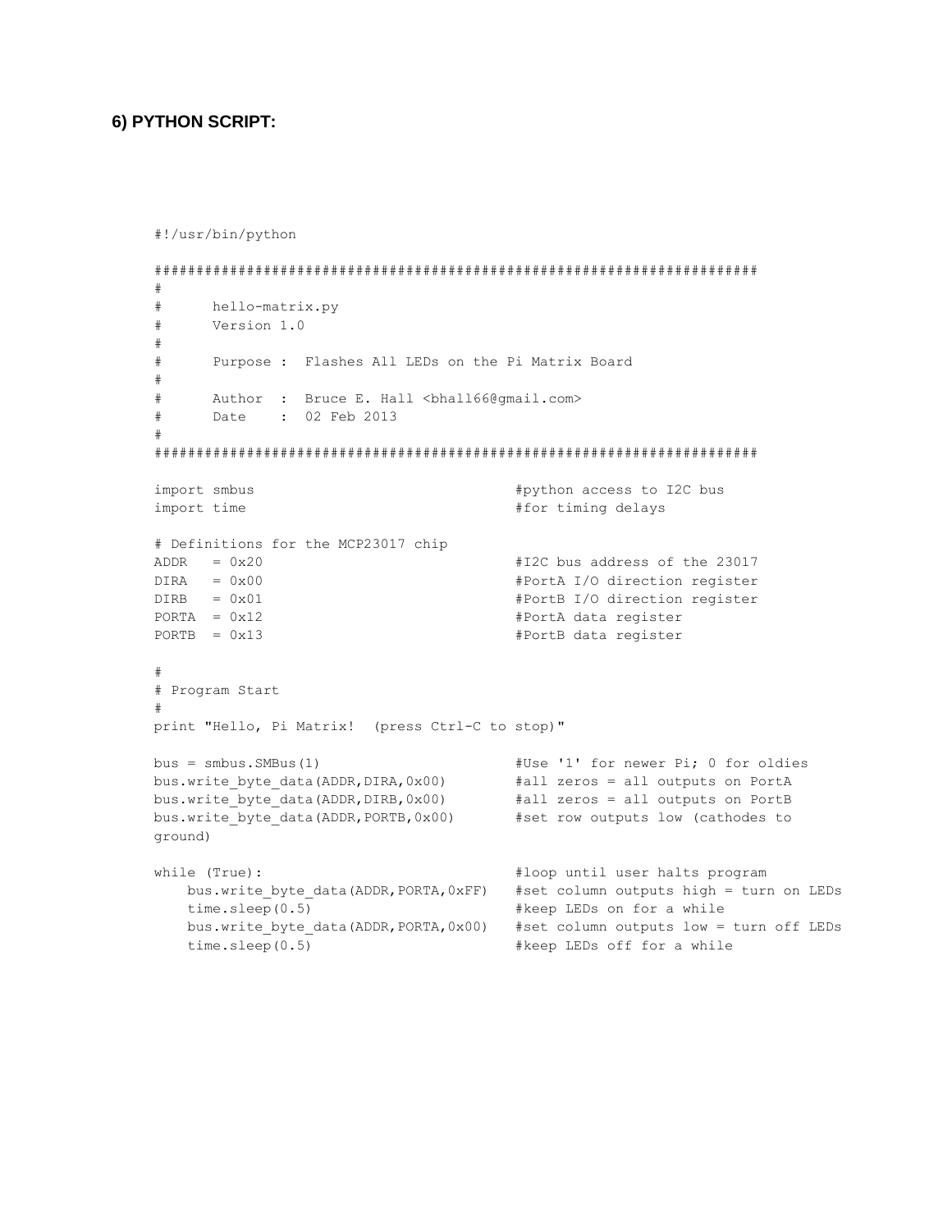### 6) PYTHON SCRIPT:

```
#!/usr/bin/python

########################################################################
#
#      hello-matrix.py
#      Version 1.0
#
#      Purpose :  Flashes All LEDs on the Pi Matrix Board
#
#      Author  :  Bruce E. Hall <bhall66@gmail.com>
#      Date    :  02 Feb 2013
#
########################################################################

import smbus                                 #python access to I2C bus
import time                                  #for timing delays

# Definitions for the MCP23017 chip
ADDR   = 0x20                                #I2C bus address of the 23017
DIRA   = 0x00                                #PortA I/O direction register
DIRB   = 0x01                                #PortB I/O direction register
PORTA  = 0x12                                #PortA data register
PORTB  = 0x13                                #PortB data register

#
# Program Start
#
print "Hello, Pi Matrix!  (press Ctrl-C to stop)"

bus = smbus.SMBus(1)                         #Use '1' for newer Pi; 0 for oldies
bus.write_byte_data(ADDR,DIRA,0x00)          #all zeros = all outputs on PortA
bus.write_byte_data(ADDR,DIRB,0x00)          #all zeros = all outputs on PortB
bus.write_byte_data(ADDR,PORTB,0x00)         #set row outputs low (cathodes to
ground)

while (True):                                #loop until user halts program
    bus.write_byte_data(ADDR,PORTA,0xFF)     #set column outputs high = turn on LEDs
    time.sleep(0.5)                          #keep LEDs on for a while
    bus.write_byte_data(ADDR,PORTA,0x00)     #set column outputs low = turn off LEDs
    time.sleep(0.5)                          #keep LEDs off for a while
```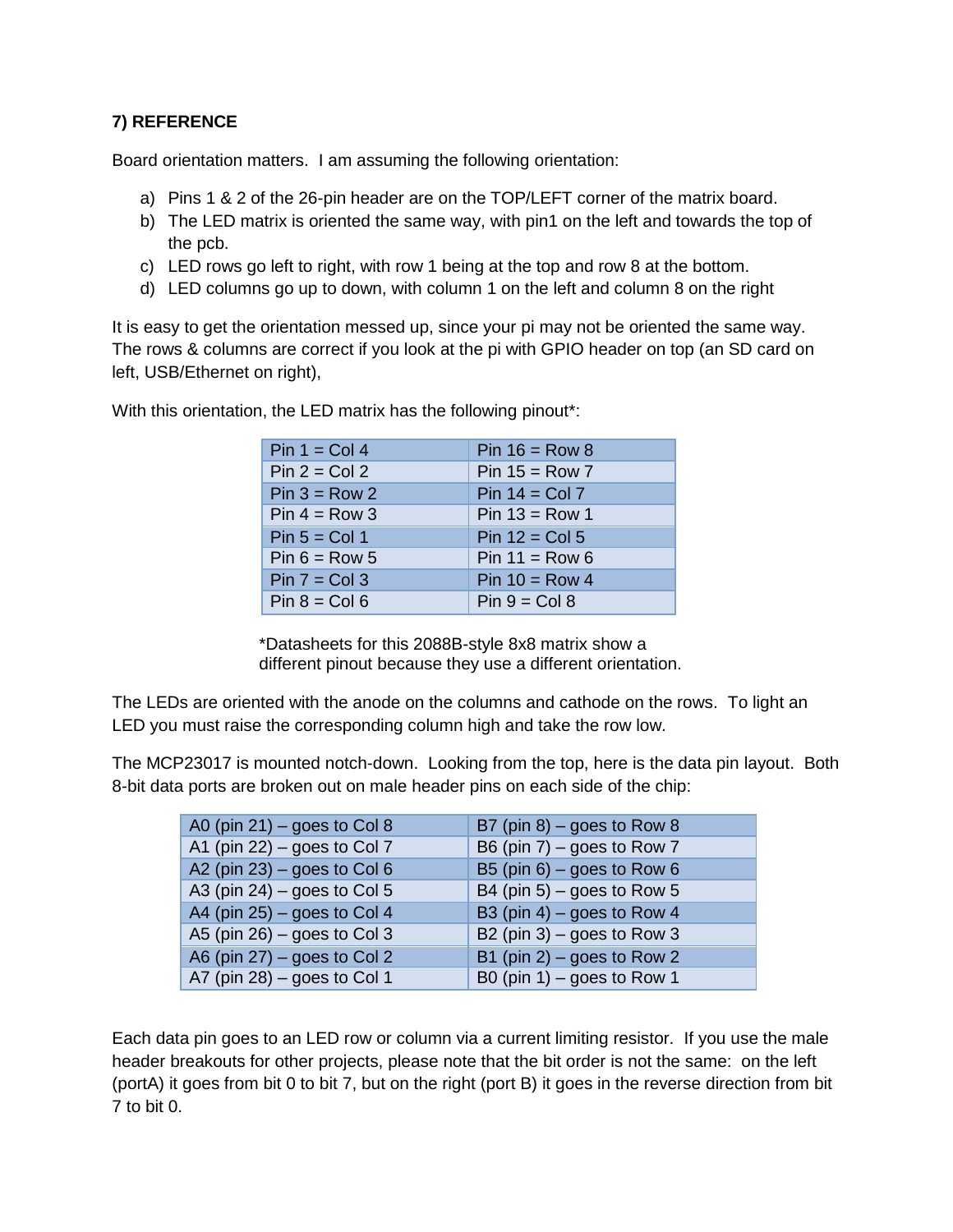**7) REFERENCE**

Board orientation matters. I am assuming the following orientation:

a) Pins 1 & 2 of the 26-pin header are on the TOP/LEFT corner of the matrix board.
b) The LED matrix is oriented the same way, with pin1 on the left and towards the top of the pcb.
c) LED rows go left to right, with row 1 being at the top and row 8 at the bottom.
d) LED columns go up to down, with column 1 on the left and column 8 on the right

It is easy to get the orientation messed up, since your pi may not be oriented the same way. The rows & columns are correct if you look at the pi with GPIO header on top (an SD card on left, USB/Ethernet on right),

With this orientation, the LED matrix has the following pinout*:

| | |
|---|---|
| Pin 1 = Col 4 | Pin 16 = Row 8 |
| Pin 2 = Col 2 | Pin 15 = Row 7 |
| Pin 3 = Row 2 | Pin 14 = Col 7 |
| Pin 4 = Row 3 | Pin 13 = Row 1 |
| Pin 5 = Col 1 | Pin 12 = Col 5 |
| Pin 6 = Row 5 | Pin 11 = Row 6 |
| Pin 7 = Col 3 | Pin 10 = Row 4 |
| Pin 8 = Col 6 | Pin 9 = Col 8 |

*Datasheets for this 2088B-style 8x8 matrix show a different pinout because they use a different orientation.

The LEDs are oriented with the anode on the columns and cathode on the rows. To light an LED you must raise the corresponding column high and take the row low.

The MCP23017 is mounted notch-down. Looking from the top, here is the data pin layout. Both 8-bit data ports are broken out on male header pins on each side of the chip:

| | |
|---|---|
| A0 (pin 21) – goes to Col 8 | B7 (pin 8) – goes to Row 8 |
| A1 (pin 22) – goes to Col 7 | B6 (pin 7) – goes to Row 7 |
| A2 (pin 23) – goes to Col 6 | B5 (pin 6) – goes to Row 6 |
| A3 (pin 24) – goes to Col 5 | B4 (pin 5) – goes to Row 5 |
| A4 (pin 25) – goes to Col 4 | B3 (pin 4) – goes to Row 4 |
| A5 (pin 26) – goes to Col 3 | B2 (pin 3) – goes to Row 3 |
| A6 (pin 27) – goes to Col 2 | B1 (pin 2) – goes to Row 2 |
| A7 (pin 28) – goes to Col 1 | B0 (pin 1) – goes to Row 1 |

Each data pin goes to an LED row or column via a current limiting resistor. If you use the male header breakouts for other projects, please note that the bit order is not the same: on the left (portA) it goes from bit 0 to bit 7, but on the right (port B) it goes in the reverse direction from bit 7 to bit 0.